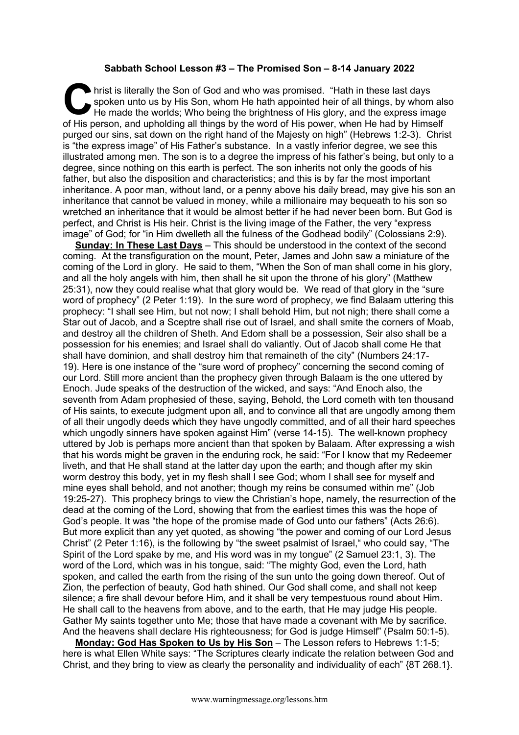**Sabbath School Lesson #3 – The Promised Son – 8-14 January 2022**

Christ is literally the Son of God and who was promised. "Hath in these last days spoken unto us by His Son, whom He hath appointed heir of all things, by whom also He made the worlds; Who being the brightness of His glory, and the express image of His person, and upholding all things by the word of His power, when He had by Himself purged our sins, sat down on the right hand of the Majesty on high" (Hebrews 1:2-3). Christ is "the express image" of His Father's substance. In a vastly inferior degree, we see this illustrated among men. The son is to a degree the impress of his father's being, but only to a degree, since nothing on this earth is perfect. The son inherits not only the goods of his father, but also the disposition and characteristics; and this is by far the most important inheritance. A poor man, without land, or a penny above his daily bread, may give his son an inheritance that cannot be valued in money, while a millionaire may bequeath to his son so wretched an inheritance that it would be almost better if he had never been born. But God is perfect, and Christ is His heir. Christ is the living image of the Father, the very "express image" of God; for "in Him dwelleth all the fulness of the Godhead bodily" (Colossians 2:9).

**Sunday: In These Last Days** – This should be understood in the context of the second coming. At the transfiguration on the mount, Peter, James and John saw a miniature of the coming of the Lord in glory. He said to them, "When the Son of man shall come in his glory, and all the holy angels with him, then shall he sit upon the throne of his glory" (Matthew 25:31), now they could realise what that glory would be. We read of that glory in the "sure word of prophecy" (2 Peter 1:19). In the sure word of prophecy, we find Balaam uttering this prophecy: "I shall see Him, but not now; I shall behold Him, but not nigh; there shall come a Star out of Jacob, and a Sceptre shall rise out of Israel, and shall smite the corners of Moab, and destroy all the children of Sheth. And Edom shall be a possession, Seir also shall be a possession for his enemies; and Israel shall do valiantly. Out of Jacob shall come He that shall have dominion, and shall destroy him that remaineth of the city" (Numbers 24:17-19). Here is one instance of the "sure word of prophecy" concerning the second coming of our Lord. Still more ancient than the prophecy given through Balaam is the one uttered by Enoch. Jude speaks of the destruction of the wicked, and says: "And Enoch also, the seventh from Adam prophesied of these, saying, Behold, the Lord cometh with ten thousand of His saints, to execute judgment upon all, and to convince all that are ungodly among them of all their ungodly deeds which they have ungodly committed, and of all their hard speeches which ungodly sinners have spoken against Him" (verse 14-15). The well-known prophecy uttered by Job is perhaps more ancient than that spoken by Balaam. After expressing a wish that his words might be graven in the enduring rock, he said: "For I know that my Redeemer liveth, and that He shall stand at the latter day upon the earth; and though after my skin worm destroy this body, yet in my flesh shall I see God; whom I shall see for myself and mine eyes shall behold, and not another; though my reins be consumed within me" (Job 19:25-27). This prophecy brings to view the Christian's hope, namely, the resurrection of the dead at the coming of the Lord, showing that from the earliest times this was the hope of God's people. It was "the hope of the promise made of God unto our fathers" (Acts 26:6). But more explicit than any yet quoted, as showing "the power and coming of our Lord Jesus Christ" (2 Peter 1:16), is the following by "the sweet psalmist of Israel," who could say, "The Spirit of the Lord spake by me, and His word was in my tongue" (2 Samuel 23:1, 3). The word of the Lord, which was in his tongue, said: "The mighty God, even the Lord, hath spoken, and called the earth from the rising of the sun unto the going down thereof. Out of Zion, the perfection of beauty, God hath shined. Our God shall come, and shall not keep silence; a fire shall devour before Him, and it shall be very tempestuous round about Him. He shall call to the heavens from above, and to the earth, that He may judge His people. Gather My saints together unto Me; those that have made a covenant with Me by sacrifice. And the heavens shall declare His righteousness; for God is judge Himself" (Psalm 50:1-5).

**Monday: God Has Spoken to Us by His Son** – The Lesson refers to Hebrews 1:1-5; here is what Ellen White says: "The Scriptures clearly indicate the relation between God and Christ, and they bring to view as clearly the personality and individuality of each" {8T 268.1}.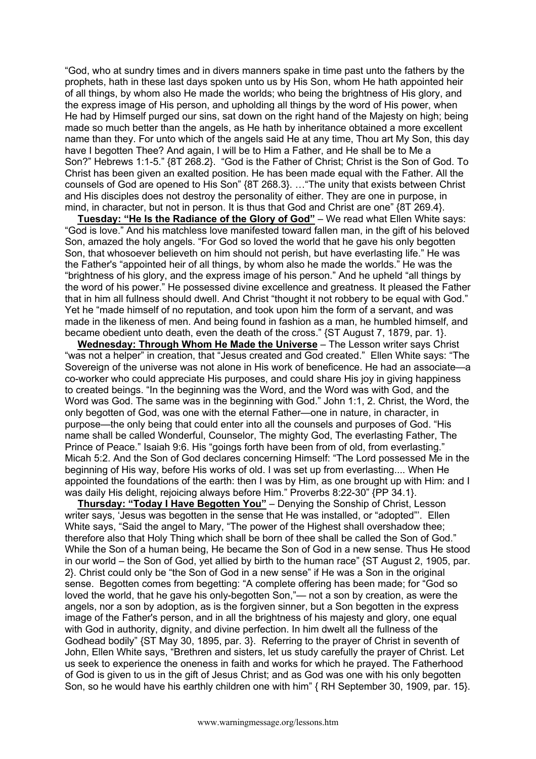"God, who at sundry times and in divers manners spake in time past unto the fathers by the prophets, hath in these last days spoken unto us by His Son, whom He hath appointed heir of all things, by whom also He made the worlds; who being the brightness of His glory, and the express image of His person, and upholding all things by the word of His power, when He had by Himself purged our sins, sat down on the right hand of the Majesty on high; being made so much better than the angels, as He hath by inheritance obtained a more excellent name than they. For unto which of the angels said He at any time, Thou art My Son, this day have I begotten Thee? And again, I will be to Him a Father, and He shall be to Me a Son?" Hebrews 1:1-5." {8T 268.2}. "God is the Father of Christ; Christ is the Son of God. To Christ has been given an exalted position. He has been made equal with the Father. All the counsels of God are opened to His Son" {8T 268.3}. …"The unity that exists between Christ and His disciples does not destroy the personality of either. They are one in purpose, in mind, in character, but not in person. It is thus that God and Christ are one" {8T 269.4}.

**Tuesday: "He Is the Radiance of the Glory of God"** – We read what Ellen White says: "God is love." And his matchless love manifested toward fallen man, in the gift of his beloved Son, amazed the holy angels. "For God so loved the world that he gave his only begotten Son, that whosoever believeth on him should not perish, but have everlasting life." He was the Father's "appointed heir of all things, by whom also he made the worlds." He was the "brightness of his glory, and the express image of his person." And he upheld "all things by the word of his power." He possessed divine excellence and greatness. It pleased the Father that in him all fullness should dwell. And Christ "thought it not robbery to be equal with God." Yet he "made himself of no reputation, and took upon him the form of a servant, and was made in the likeness of men. And being found in fashion as a man, he humbled himself, and became obedient unto death, even the death of the cross." {ST August 7, 1879, par. 1}.

**Wednesday: Through Whom He Made the Universe** – The Lesson writer says Christ "was not a helper" in creation, that "Jesus created and God created." Ellen White says: "The Sovereign of the universe was not alone in His work of beneficence. He had an associate—a co-worker who could appreciate His purposes, and could share His joy in giving happiness to created beings. "In the beginning was the Word, and the Word was with God, and the Word was God. The same was in the beginning with God." John 1:1, 2. Christ, the Word, the only begotten of God, was one with the eternal Father—one in nature, in character, in purpose—the only being that could enter into all the counsels and purposes of God. "His name shall be called Wonderful, Counselor, The mighty God, The everlasting Father, The Prince of Peace." Isaiah 9:6. His "goings forth have been from of old, from everlasting." Micah 5:2. And the Son of God declares concerning Himself: "The Lord possessed Me in the beginning of His way, before His works of old. I was set up from everlasting.... When He appointed the foundations of the earth: then I was by Him, as one brought up with Him: and I was daily His delight, rejoicing always before Him." Proverbs 8:22-30" {PP 34.1}.

**Thursday: "Today I Have Begotten You"** – Denying the Sonship of Christ, Lesson writer says, 'Jesus was begotten in the sense that He was installed, or "adopted"'. Ellen White says, "Said the angel to Mary, "The power of the Highest shall overshadow thee; therefore also that Holy Thing which shall be born of thee shall be called the Son of God." While the Son of a human being, He became the Son of God in a new sense. Thus He stood in our world – the Son of God, yet allied by birth to the human race" {ST August 2, 1905, par. 2}. Christ could only be "the Son of God in a new sense" if He was a Son in the original sense. Begotten comes from begetting: "A complete offering has been made; for "God so loved the world, that he gave his only-begotten Son,"— not a son by creation, as were the angels, nor a son by adoption, as is the forgiven sinner, but a Son begotten in the express image of the Father's person, and in all the brightness of his majesty and glory, one equal with God in authority, dignity, and divine perfection. In him dwelt all the fullness of the Godhead bodily" {ST May 30, 1895, par. 3}. Referring to the prayer of Christ in seventh of John, Ellen White says, "Brethren and sisters, let us study carefully the prayer of Christ. Let us seek to experience the oneness in faith and works for which he prayed. The Fatherhood of God is given to us in the gift of Jesus Christ; and as God was one with his only begotten Son, so he would have his earthly children one with him" { RH September 30, 1909, par. 15}.

www.warningmessage.org/lessons.htm